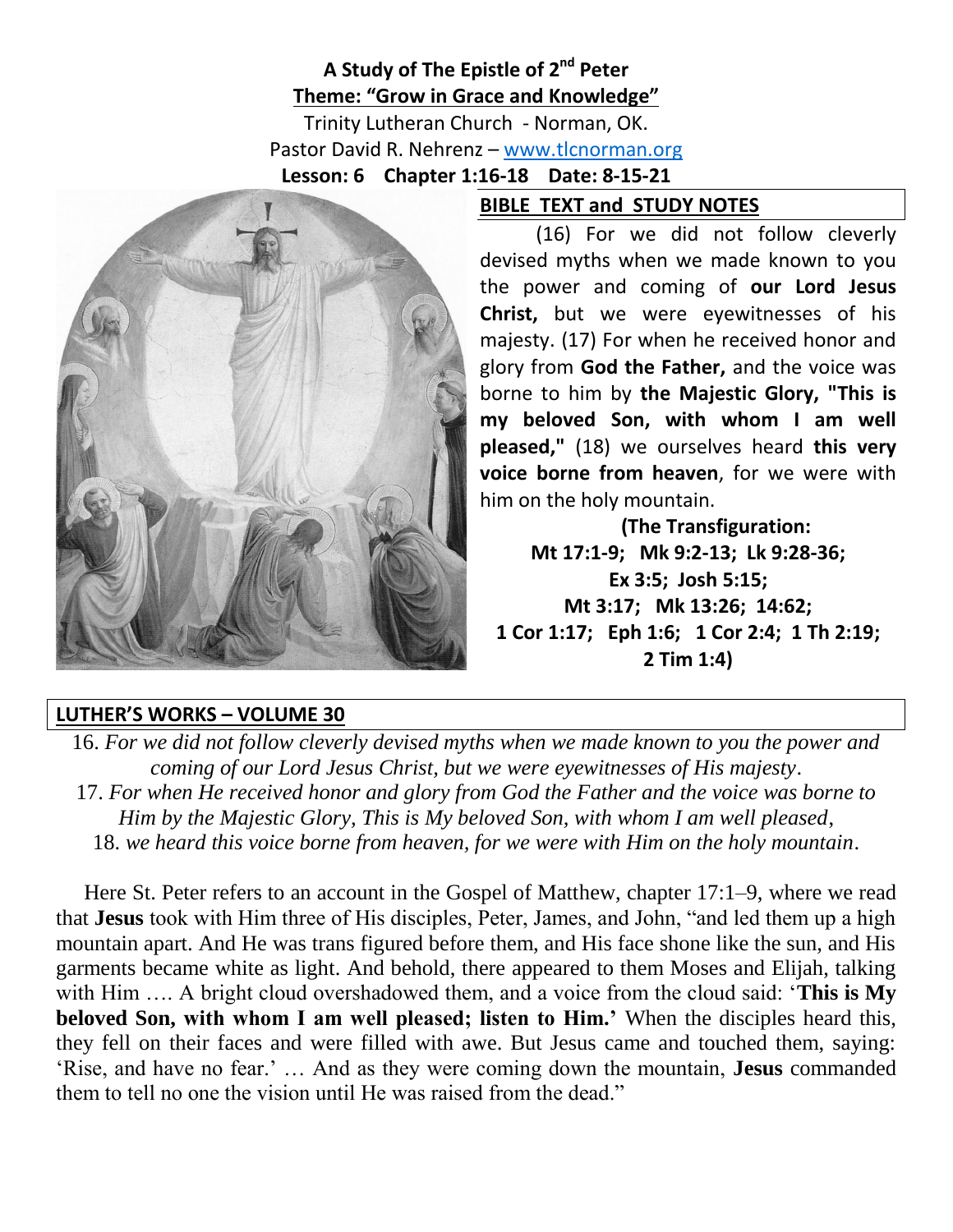# A Study of The Epistle of 2nd Peter

## Theme: "Grow in Grace and Knowledge"

Trinity Lutheran Church - Norman, OK.
Pastor David R. Nehrenz – www.tlcnorman.org

**Lesson: 6 Chapter 1:16-18 Date: 8-15-21**

## BIBLE TEXT and STUDY NOTES

(16) For we did not follow cleverly devised myths when we made known to you the power and coming of **our Lord Jesus Christ,** but we were eyewitnesses of his majesty. (17) For when he received honor and glory from **God the Father,** and the voice was borne to him by **the Majestic Glory, "This is my beloved Son, with whom I am well pleased,"** (18) we ourselves heard **this very voice borne from heaven**, for we were with him on the holy mountain.

**(The Transfiguration: Mt 17:1-9; Mk 9:2-13; Lk 9:28-36; Ex 3:5; Josh 5:15; Mt 3:17; Mk 13:26; 14:62; 1 Cor 1:17; Eph 1:6; 1 Cor 2:4; 1 Th 2:19; 2 Tim 1:4)**

## LUTHER'S WORKS – VOLUME 30

16. *For we did not follow cleverly devised myths when we made known to you the power and coming of our Lord Jesus Christ, but we were eyewitnesses of His majesty*.
17. *For when He received honor and glory from God the Father and the voice was borne to Him by the Majestic Glory, This is My beloved Son, with whom I am well pleased*,
18. *we heard this voice borne from heaven, for we were with Him on the holy mountain*.

Here St. Peter refers to an account in the Gospel of Matthew, chapter 17:1–9, where we read that **Jesus** took with Him three of His disciples, Peter, James, and John, "and led them up a high mountain apart. And He was trans figured before them, and His face shone like the sun, and His garments became white as light. And behold, there appeared to them Moses and Elijah, talking with Him …. A bright cloud overshadowed them, and a voice from the cloud said: '**This is My beloved Son, with whom I am well pleased; listen to Him.'** When the disciples heard this, they fell on their faces and were filled with awe. But Jesus came and touched them, saying: 'Rise, and have no fear.' … And as they were coming down the mountain, **Jesus** commanded them to tell no one the vision until He was raised from the dead."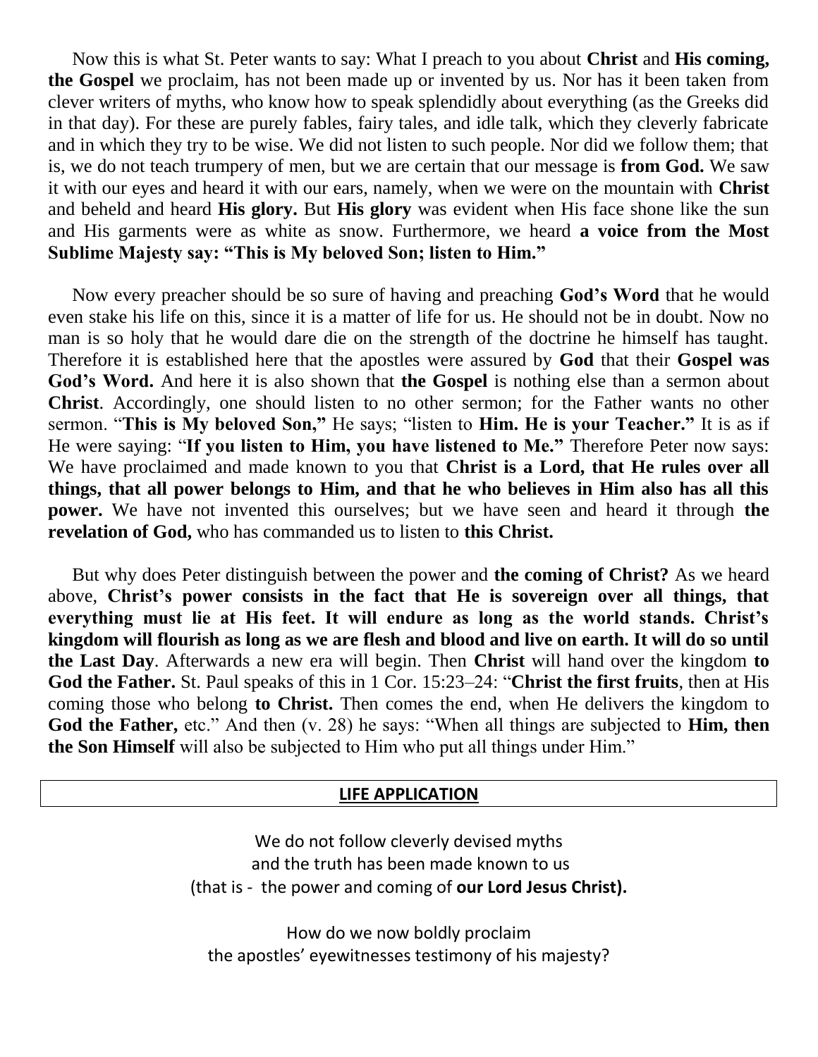Now this is what St. Peter wants to say: What I preach to you about **Christ** and **His coming, the Gospel** we proclaim, has not been made up or invented by us. Nor has it been taken from clever writers of myths, who know how to speak splendidly about everything (as the Greeks did in that day). For these are purely fables, fairy tales, and idle talk, which they cleverly fabricate and in which they try to be wise. We did not listen to such people. Nor did we follow them; that is, we do not teach trumpery of men, but we are certain that our message is **from God.** We saw it with our eyes and heard it with our ears, namely, when we were on the mountain with **Christ** and beheld and heard **His glory.** But **His glory** was evident when His face shone like the sun and His garments were as white as snow. Furthermore, we heard **a voice from the Most Sublime Majesty say: "This is My beloved Son; listen to Him."**

Now every preacher should be so sure of having and preaching **God's Word** that he would even stake his life on this, since it is a matter of life for us. He should not be in doubt. Now no man is so holy that he would dare die on the strength of the doctrine he himself has taught. Therefore it is established here that the apostles were assured by **God** that their **Gospel was God's Word.** And here it is also shown that **the Gospel** is nothing else than a sermon about **Christ**. Accordingly, one should listen to no other sermon; for the Father wants no other sermon. "**This is My beloved Son,"** He says; "listen to **Him. He is your Teacher."** It is as if He were saying: "**If you listen to Him, you have listened to Me."** Therefore Peter now says: We have proclaimed and made known to you that **Christ is a Lord, that He rules over all things, that all power belongs to Him, and that he who believes in Him also has all this power.** We have not invented this ourselves; but we have seen and heard it through **the revelation of God,** who has commanded us to listen to **this Christ.**

But why does Peter distinguish between the power and **the coming of Christ?** As we heard above, **Christ's power consists in the fact that He is sovereign over all things, that everything must lie at His feet. It will endure as long as the world stands. Christ's kingdom will flourish as long as we are flesh and blood and live on earth. It will do so until the Last Day**. Afterwards a new era will begin. Then **Christ** will hand over the kingdom **to God the Father.** St. Paul speaks of this in 1 Cor. 15:23–24: "**Christ the first fruits**, then at His coming those who belong **to Christ.** Then comes the end, when He delivers the kingdom to **God the Father,** etc." And then (v. 28) he says: "When all things are subjected to **Him, then the Son Himself** will also be subjected to Him who put all things under Him."

## LIFE APPLICATION

We do not follow cleverly devised myths
and the truth has been made known to us
(that is - the power and coming of **our Lord Jesus Christ).**

How do we now boldly proclaim
the apostles' eyewitnesses testimony of his majesty?